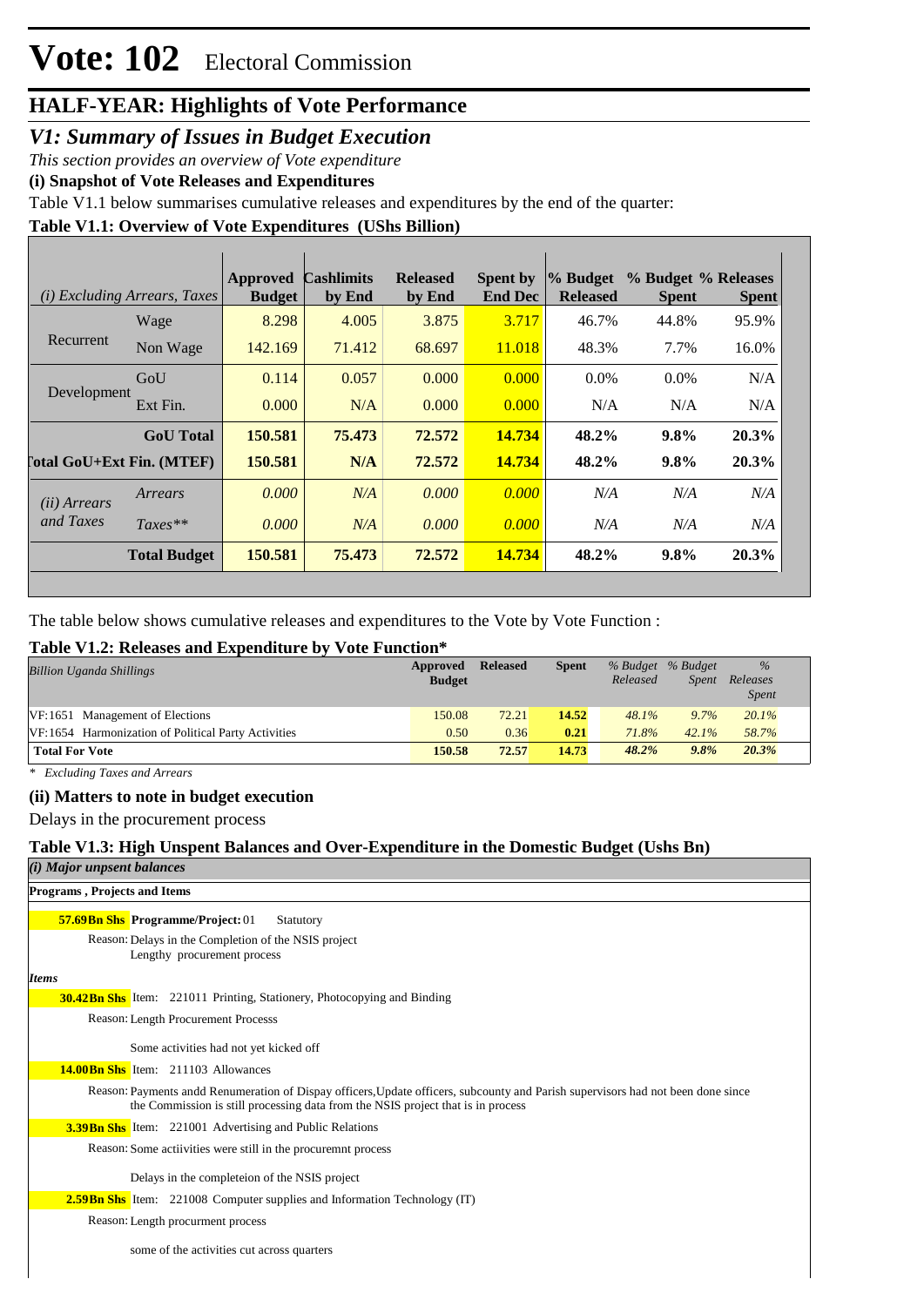# Vote: 102 Electoral Commission

## HALF-YEAR: Highlights of Vote Performance

### *V1: Summary of Issues in Budget Execution*

*This section provides an overview of Vote expenditure*

**(i) Snapshot of Vote Releases and Expenditures**

Table V1.1 below summarises cumulative releases and expenditures by the end of the quarter:

**Table V1.1: Overview of Vote Expenditures (UShs Billion)**

| *(i) Excluding Arrears, Taxes* | | Approved Budget | Cashlimits by End | Released by End | Spent by End Dec | % Budget Released | % Budget Spent | % Releases Spent |
|---|---|---|---|---|---|---|---|---|
| Recurrent | Wage | 8.298 | 4.005 | 3.875 | 3.717 | 46.7% | 44.8% | 95.9% |
| | Non Wage | 142.169 | 71.412 | 68.697 | 11.018 | 48.3% | 7.7% | 16.0% |
| Development | GoU | 0.114 | 0.057 | 0.000 | 0.000 | 0.0% | 0.0% | N/A |
| | Ext Fin. | 0.000 | N/A | 0.000 | 0.000 | N/A | N/A | N/A |
| | **GoU Total** | **150.581** | **75.473** | **72.572** | **14.734** | **48.2%** | **9.8%** | **20.3%** |
| **Total GoU+Ext Fin. (MTEF)** | | **150.581** | **N/A** | **72.572** | **14.734** | **48.2%** | **9.8%** | **20.3%** |
| *(ii) Arrears and Taxes* | *Arrears* | *0.000* | *N/A* | *0.000* | *0.000* | *N/A* | *N/A* | *N/A* |
| | *Taxes\*\** | *0.000* | *N/A* | *0.000* | *0.000* | *N/A* | *N/A* | *N/A* |
| | **Total Budget** | **150.581** | **75.473** | **72.572** | **14.734** | **48.2%** | **9.8%** | **20.3%** |

The table below shows cumulative releases and expenditures to the Vote by Vote Function :

**Table V1.2: Releases and Expenditure by Vote Function\***

| *Billion Uganda Shillings* | Approved Budget | Released | Spent | *% Budget Released* | *% Budget Spent* | *% Releases Spent* |
|---|---|---|---|---|---|---|
| VF:1651 Management of Elections | 150.08 | 72.21 | **14.52** | *48.1%* | *9.7%* | *20.1%* |
| VF:1654 Harmonization of Political Party Activities | 0.50 | 0.36 | **0.21** | *71.8%* | *42.1%* | *58.7%* |
| **Total For Vote** | **150.58** | **72.57** | **14.73** | ***48.2%*** | ***9.8%*** | ***20.3%*** |

*\* Excluding Taxes and Arrears*

**(ii) Matters to note in budget execution**

Delays in the procurement process

**Table V1.3: High Unspent Balances and Over-Expenditure in the Domestic Budget (Ushs Bn)**

***(i) Major unpent balances***

**Programs , Projects and Items**

**57.69Bn Shs** **Programme/Project:** 01 Statutory

Reason: Delays in the Completion of the NSIS project
Lengthy procurement process

***Items***

**30.42Bn Shs** Item: 221011 Printing, Stationery, Photocopying and Binding

Reason: Length Procurement Processs

Some activities had not yet kicked off

**14.00Bn Shs** Item: 211103 Allowances

Reason: Payments andd Renumeration of Dispay officers,Update officers, subcounty and Parish supervisors had not been done since the Commission is still processing data from the NSIS project that is in process

**3.39Bn Shs** Item: 221001 Advertising and Public Relations

Reason: Some actiivities were still in the procuremnt process

Delays in the completeion of the NSIS project

**2.59Bn Shs** Item: 221008 Computer supplies and Information Technology (IT)

Reason: Length procurment process

some of the activities cut across quarters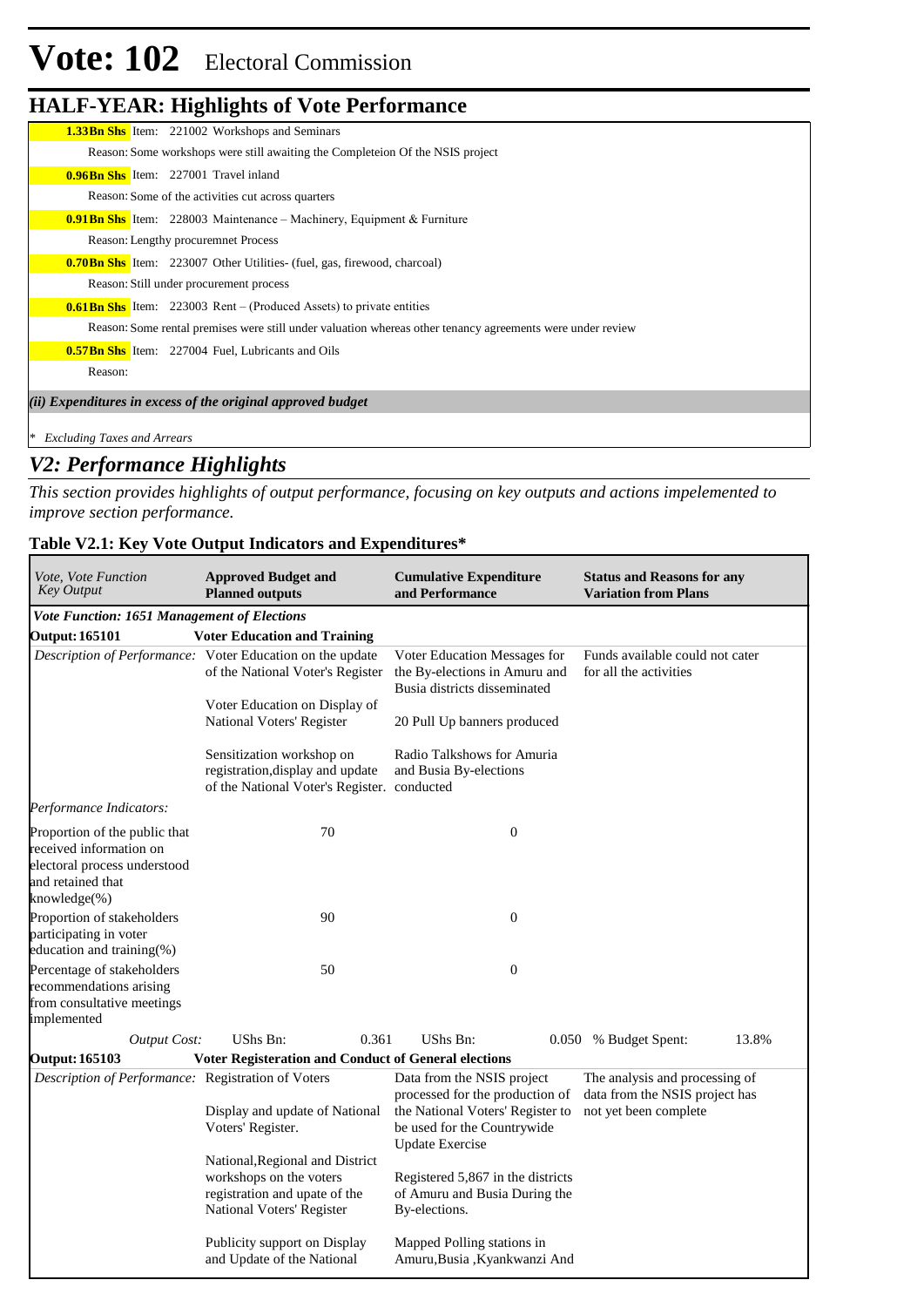# Vote: 102 Electoral Commission

## HALF-YEAR: Highlights of Vote Performance

**1.33Bn Shs** Item: 221002 Workshops and Seminars

Reason: Some workshops were still awaiting the Completeion Of the NSIS project

**0.96Bn Shs** Item: 227001 Travel inland

Reason: Some of the activities cut across quarters

**0.91Bn Shs** Item: 228003 Maintenance – Machinery, Equipment & Furniture

Reason: Lengthy procuremnet Process

**0.70Bn Shs** Item: 223007 Other Utilities- (fuel, gas, firewood, charcoal)

Reason: Still under procurement process

**0.61Bn Shs** Item: 223003 Rent – (Produced Assets) to private entities

Reason: Some rental premises were still under valuation whereas other tenancy agreements were under review

**0.57Bn Shs** Item: 227004 Fuel, Lubricants and Oils

Reason:

***(ii) Expenditures in excess of the original approved budget***

*\* Excluding Taxes and Arrears*

## *V2: Performance Highlights*

*This section provides highlights of output performance, focusing on key outputs and actions impelemented to improve section performance.*

### Table V2.1: Key Vote Output Indicators and Expenditures*

| *Vote, Vote Function Key Output* | **Approved Budget and Planned outputs** | **Cumulative Expenditure and Performance** | **Status and Reasons for any Variation from Plans** |
|---|---|---|---|
| ***Vote Function: 1651 Management of Elections*** | | | |
| **Output: 165101** | **Voter Education and Training** | | |
| *Description of Performance:* | Voter Education on the update of the National Voter's Register<br><br>Voter Education on Display of National Voters' Register<br><br>Sensitization workshop on registration,display and update of the National Voter's Register. | Voter Education Messages for the By-elections in Amuru and Busia districts disseminated<br><br>20 Pull Up banners produced<br><br>Radio Talkshows for Amuria and Busia By-elections conducted | Funds available could not cater for all the activities |
| *Performance Indicators:* | | | |
| Proportion of the public that received information on electoral process understood and retained that knowledge(%) | 70 | 0 | |
| Proportion of stakeholders participating in voter education and training(%) | 90 | 0 | |
| Percentage of stakeholders recommendations arising from consultative meetings implemented | 50 | 0 | |
| *Output Cost:* | UShs Bn: 0.361 | UShs Bn: 0.050 | % Budget Spent: 13.8% |
| **Output: 165103** | **Voter Registeration and Conduct of General elections** | | |
| *Description of Performance:* | Registration of Voters<br><br>Display and update of National Voters' Register.<br><br>National,Regional and District workshops on the voters registration and upate of the National Voters' Register<br><br>Publicity support on Display and Update of the National | Data from the NSIS project processed for the production of the National Voters' Register to be used for the Countrywide Update Exercise<br><br>Registered 5,867 in the districts of Amuru and Busia During the By-elections.<br><br>Mapped Polling stations in Amuru,Busia ,Kyankwanzi And | The analysis and processing of data from the NSIS project has not yet been complete |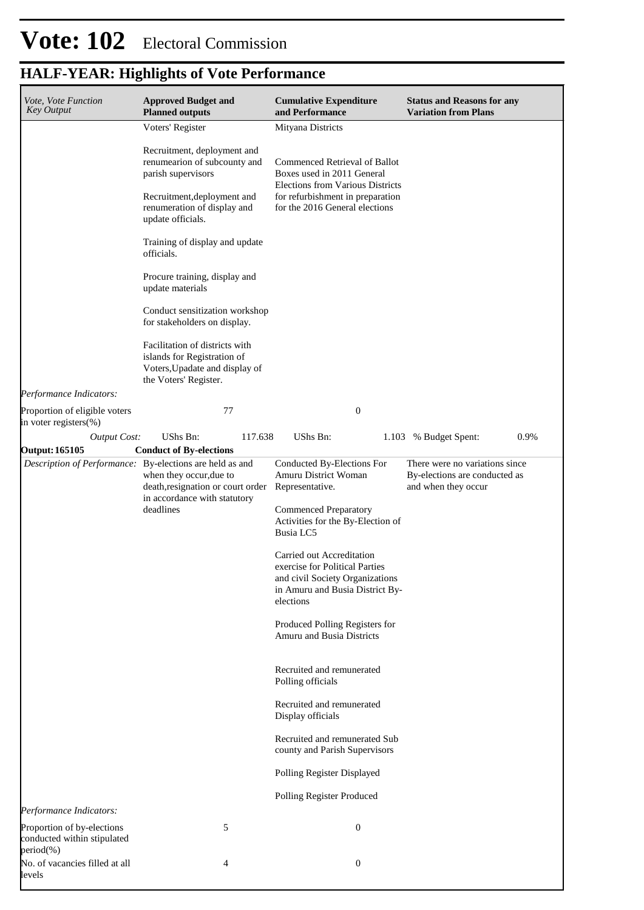# Vote: 102 Electoral Commission

## HALF-YEAR: Highlights of Vote Performance

| *Vote, Vote Function Key Output* | **Approved Budget and Planned outputs** | **Cumulative Expenditure and Performance** | **Status and Reasons for any Variation from Plans** |
|---|---|---|---|
| | Voters' Register<br><br>Recruitment, deployment and renumearion of subcounty and parish supervisors<br><br>Recruitment,deployment and renumeration of display and update officials.<br><br>Training of display and update officials.<br><br>Procure training, display and update materials<br><br>Conduct sensitization workshop for stakeholders on display.<br><br>Facilitation of districts with islands for Registration of Voters,Upadate and display of the Voters' Register. | Mityana Districts<br><br>Commenced Retrieval of Ballot Boxes used in 2011 General Elections from Various Districts for refurbishment in preparation for the 2016 General elections | |
| *Performance Indicators:* | | | |
| Proportion of eligible voters in voter registers(%) | 77 | 0 | |
| *Output Cost:* | UShs Bn: 117.638 | UShs Bn: 1.103 | % Budget Spent: 0.9% |
| **Output: 165105** | **Conduct of By-elections** | | |
| *Description of Performance:* | By-elections are held as and when they occur,due to death,resignation or court order in accordance with statutory deadlines | Conducted By-Elections For Amuru District Woman Representative.<br><br>Commenced Preparatory Activities for the By-Election of Busia LC5<br><br>Carried out Accreditation exercise for Political Parties and civil Society Organizations in Amuru and Busia District By-elections<br><br>Produced Polling Registers for Amuru and Busia Districts<br><br>Recruited and remunerated Polling officials<br><br>Recruited and remunerated Display officials<br><br>Recruited and remunerated Sub county and Parish Supervisors<br><br>Polling Register Displayed<br><br>Polling Register Produced | There were no variations since By-elections are conducted as and when they occur |
| *Performance Indicators:* | | | |
| Proportion of by-elections conducted within stipulated period(%) | 5 | 0 | |
| No. of vacancies filled at all levels | 4 | 0 | |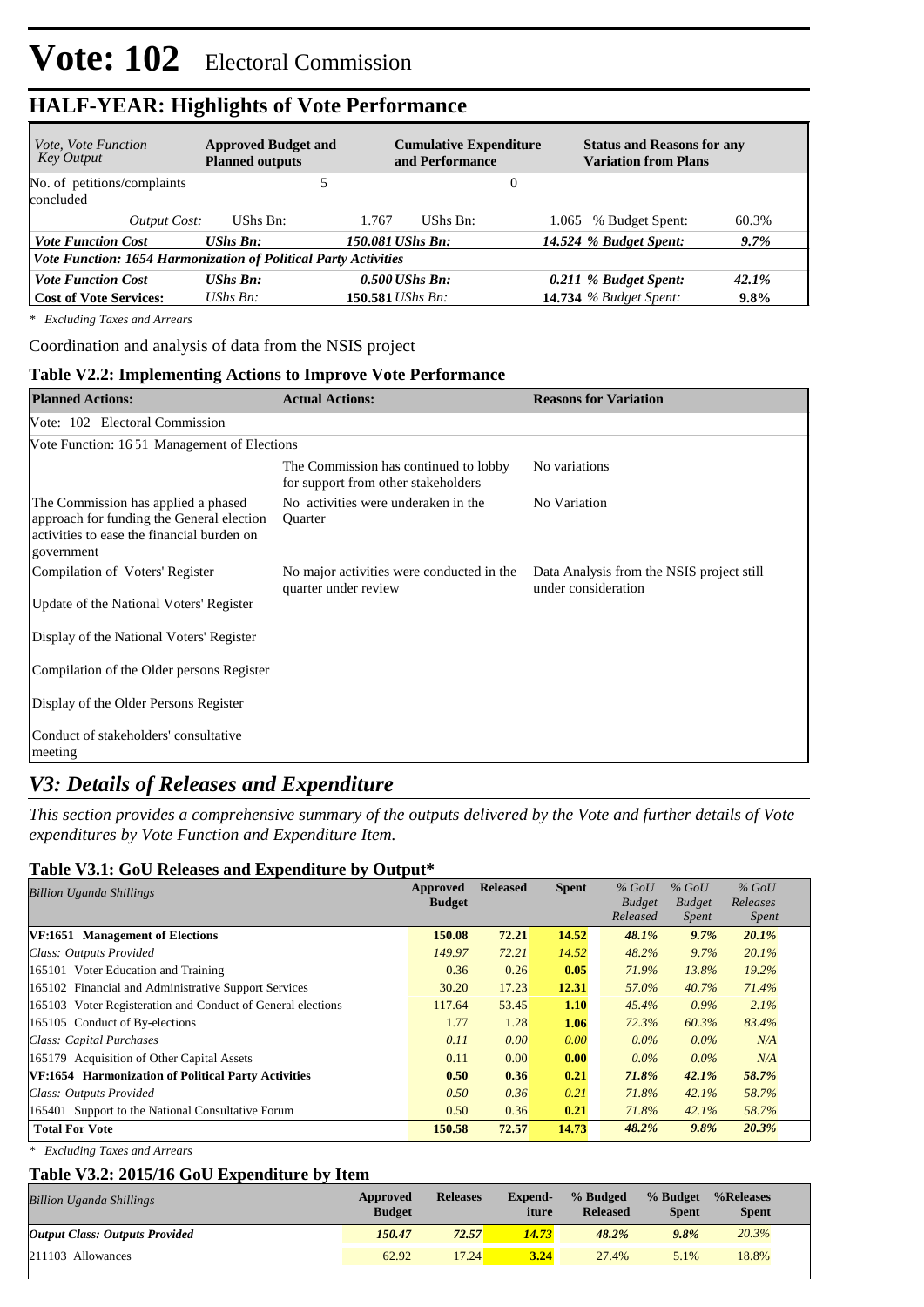# Vote: 102 Electoral Commission

## HALF-YEAR: Highlights of Vote Performance

| *Vote, Vote Function Key Output* | **Approved Budget and Planned outputs** | **Cumulative Expenditure and Performance** | **Status and Reasons for any Variation from Plans** |
|---|---|---|---|
| No. of petitions/complaints concluded | 5 | 0 | |
| *Output Cost:* UShs Bn: | 1.767 | UShs Bn: 1.065 | % Budget Spent: 60.3% |
| ***Vote Function Cost*** ***UShs Bn:*** | ***150.081*** | ***UShs Bn: 14.524*** | ***% Budget Spent: 9.7%*** |
| ***Vote Function: 1654 Harmonization of Political Party Activities*** | | | |
| ***Vote Function Cost*** ***UShs Bn:*** | ***0.500*** | ***UShs Bn: 0.211*** | ***% Budget Spent: 42.1%*** |
| **Cost of Vote Services:** *UShs Bn:* | **150.581** | *UShs Bn:* **14.734** | *% Budget Spent:* **9.8%** |

*\* Excluding Taxes and Arrears*

Coordination and analysis of data from the NSIS project

### Table V2.2: Implementing Actions to Improve Vote Performance

| **Planned Actions:** | **Actual Actions:** | **Reasons for Variation** |
|---|---|---|
| Vote: 102 Electoral Commission | | |
| Vote Function: 16 51 Management of Elections | | |
| | The Commission has continued to lobby for support from other stakeholders | No variations |
| The Commission has applied a phased approach for funding the General election activities to ease the financial burden on government | No activities were underaken in the Quarter | No Variation |
| Compilation of Voters' Register<br>Update of the National Voters' Register<br>Display of the National Voters' Register<br>Compilation of the Older persons Register<br>Display of the Older Persons Register<br>Conduct of stakeholders' consultative meeting | No major activities were conducted in the quarter under review | Data Analysis from the NSIS project still under consideration |

## *V3: Details of Releases and Expenditure*

*This section provides a comprehensive summary of the outputs delivered by the Vote and further details of Vote expenditures by Vote Function and Expenditure Item.*

### Table V3.1: GoU Releases and Expenditure by Output*

| *Billion Uganda Shillings* | **Approved Budget** | **Released** | **Spent** | *% GoU Budget Released* | *% GoU Budget Spent* | *% GoU Releases Spent* |
|---|---|---|---|---|---|---|
| **VF:1651 Management of Elections** | **150.08** | **72.21** | **14.52** | ***48.1%*** | ***9.7%*** | ***20.1%*** |
| *Class: Outputs Provided* | *149.97* | *72.21* | *14.52* | *48.2%* | *9.7%* | *20.1%* |
| 165101 Voter Education and Training | 0.36 | 0.26 | **0.05** | *71.9%* | *13.8%* | *19.2%* |
| 165102 Financial and Administrative Support Services | 30.20 | 17.23 | **12.31** | *57.0%* | *40.7%* | *71.4%* |
| 165103 Voter Registeration and Conduct of General elections | 117.64 | 53.45 | **1.10** | *45.4%* | *0.9%* | *2.1%* |
| 165105 Conduct of By-elections | 1.77 | 1.28 | **1.06** | *72.3%* | *60.3%* | *83.4%* |
| *Class: Capital Purchases* | *0.11* | *0.00* | *0.00* | *0.0%* | *0.0%* | *N/A* |
| 165179 Acquisition of Other Capital Assets | 0.11 | 0.00 | **0.00** | *0.0%* | *0.0%* | *N/A* |
| **VF:1654 Harmonization of Political Party Activities** | **0.50** | **0.36** | **0.21** | ***71.8%*** | ***42.1%*** | ***58.7%*** |
| *Class: Outputs Provided* | *0.50* | *0.36* | *0.21* | *71.8%* | *42.1%* | *58.7%* |
| 165401 Support to the National Consultative Forum | 0.50 | 0.36 | **0.21** | *71.8%* | *42.1%* | *58.7%* |
| **Total For Vote** | **150.58** | **72.57** | **14.73** | ***48.2%*** | ***9.8%*** | ***20.3%*** |

*\* Excluding Taxes and Arrears*

### Table V3.2: 2015/16 GoU Expenditure by Item

| *Billion Uganda Shillings* | **Approved Budget** | **Releases** | **Expend-iture** | **% Budged Released** | **% Budget Spent** | **%Releases Spent** |
|---|---|---|---|---|---|---|
| ***Output Class: Outputs Provided*** | ***150.47*** | ***72.57*** | ***14.73*** | ***48.2%*** | ***9.8%*** | ***20.3%*** |
| 211103 Allowances | 62.92 | 17.24 | **3.24** | 27.4% | 5.1% | 18.8% |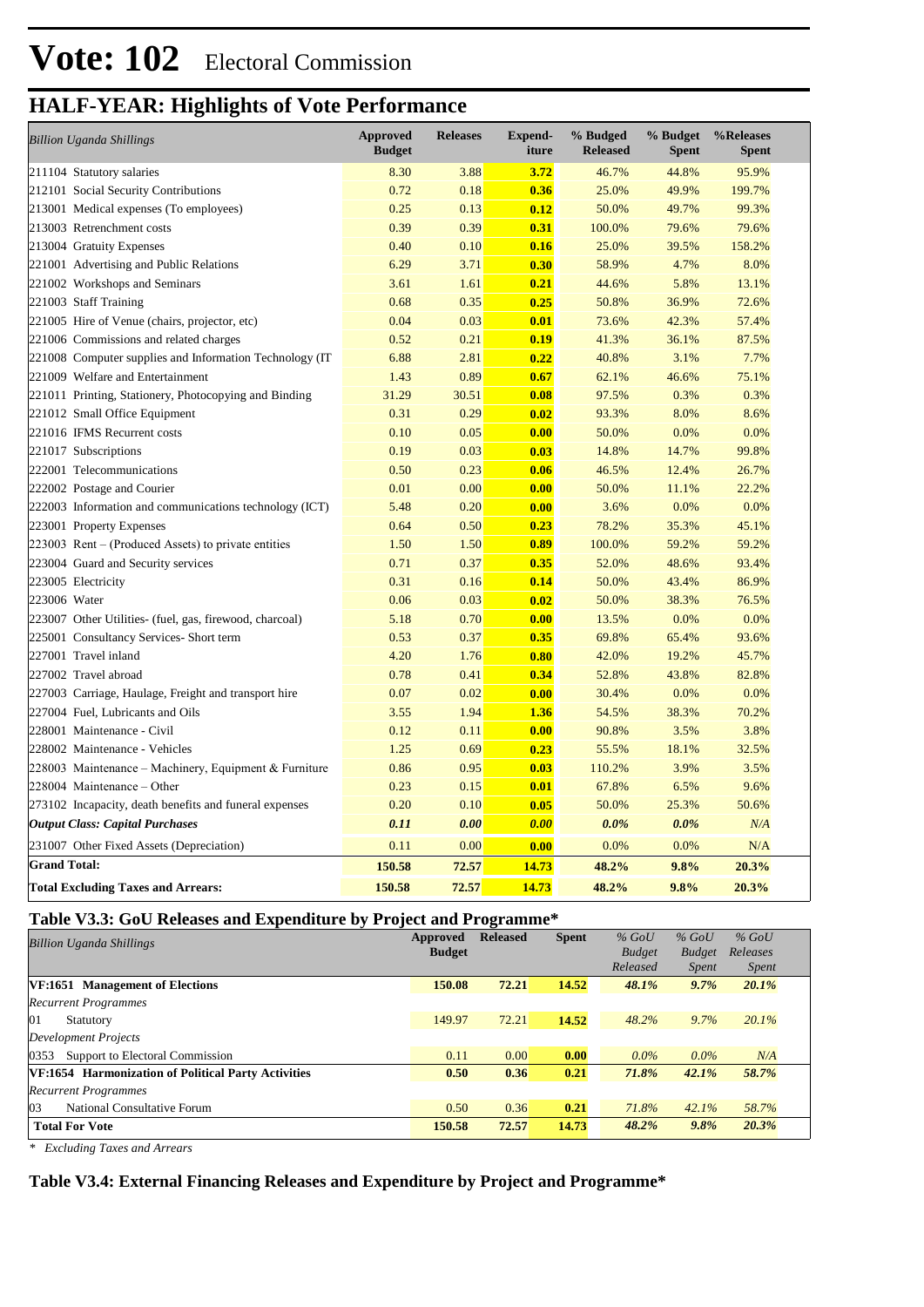# Vote: 102 Electoral Commission

## HALF-YEAR: Highlights of Vote Performance

| *Billion Uganda Shillings* | Approved Budget | Releases | Expend-iture | % Budged Released | % Budget Spent | %Releases Spent |
|---|---|---|---|---|---|---|
| 211104 Statutory salaries | 8.30 | 3.88 | **3.72** | 46.7% | 44.8% | 95.9% |
| 212101 Social Security Contributions | 0.72 | 0.18 | **0.36** | 25.0% | 49.9% | 199.7% |
| 213001 Medical expenses (To employees) | 0.25 | 0.13 | **0.12** | 50.0% | 49.7% | 99.3% |
| 213003 Retrenchment costs | 0.39 | 0.39 | **0.31** | 100.0% | 79.6% | 79.6% |
| 213004 Gratuity Expenses | 0.40 | 0.10 | **0.16** | 25.0% | 39.5% | 158.2% |
| 221001 Advertising and Public Relations | 6.29 | 3.71 | **0.30** | 58.9% | 4.7% | 8.0% |
| 221002 Workshops and Seminars | 3.61 | 1.61 | **0.21** | 44.6% | 5.8% | 13.1% |
| 221003 Staff Training | 0.68 | 0.35 | **0.25** | 50.8% | 36.9% | 72.6% |
| 221005 Hire of Venue (chairs, projector, etc) | 0.04 | 0.03 | **0.01** | 73.6% | 42.3% | 57.4% |
| 221006 Commissions and related charges | 0.52 | 0.21 | **0.19** | 41.3% | 36.1% | 87.5% |
| 221008 Computer supplies and Information Technology (IT | 6.88 | 2.81 | **0.22** | 40.8% | 3.1% | 7.7% |
| 221009 Welfare and Entertainment | 1.43 | 0.89 | **0.67** | 62.1% | 46.6% | 75.1% |
| 221011 Printing, Stationery, Photocopying and Binding | 31.29 | 30.51 | **0.08** | 97.5% | 0.3% | 0.3% |
| 221012 Small Office Equipment | 0.31 | 0.29 | **0.02** | 93.3% | 8.0% | 8.6% |
| 221016 IFMS Recurrent costs | 0.10 | 0.05 | **0.00** | 50.0% | 0.0% | 0.0% |
| 221017 Subscriptions | 0.19 | 0.03 | **0.03** | 14.8% | 14.7% | 99.8% |
| 222001 Telecommunications | 0.50 | 0.23 | **0.06** | 46.5% | 12.4% | 26.7% |
| 222002 Postage and Courier | 0.01 | 0.00 | **0.00** | 50.0% | 11.1% | 22.2% |
| 222003 Information and communications technology (ICT) | 5.48 | 0.20 | **0.00** | 3.6% | 0.0% | 0.0% |
| 223001 Property Expenses | 0.64 | 0.50 | **0.23** | 78.2% | 35.3% | 45.1% |
| 223003 Rent – (Produced Assets) to private entities | 1.50 | 1.50 | **0.89** | 100.0% | 59.2% | 59.2% |
| 223004 Guard and Security services | 0.71 | 0.37 | **0.35** | 52.0% | 48.6% | 93.4% |
| 223005 Electricity | 0.31 | 0.16 | **0.14** | 50.0% | 43.4% | 86.9% |
| 223006 Water | 0.06 | 0.03 | **0.02** | 50.0% | 38.3% | 76.5% |
| 223007 Other Utilities- (fuel, gas, firewood, charcoal) | 5.18 | 0.70 | **0.00** | 13.5% | 0.0% | 0.0% |
| 225001 Consultancy Services- Short term | 0.53 | 0.37 | **0.35** | 69.8% | 65.4% | 93.6% |
| 227001 Travel inland | 4.20 | 1.76 | **0.80** | 42.0% | 19.2% | 45.7% |
| 227002 Travel abroad | 0.78 | 0.41 | **0.34** | 52.8% | 43.8% | 82.8% |
| 227003 Carriage, Haulage, Freight and transport hire | 0.07 | 0.02 | **0.00** | 30.4% | 0.0% | 0.0% |
| 227004 Fuel, Lubricants and Oils | 3.55 | 1.94 | **1.36** | 54.5% | 38.3% | 70.2% |
| 228001 Maintenance - Civil | 0.12 | 0.11 | **0.00** | 90.8% | 3.5% | 3.8% |
| 228002 Maintenance - Vehicles | 1.25 | 0.69 | **0.23** | 55.5% | 18.1% | 32.5% |
| 228003 Maintenance – Machinery, Equipment & Furniture | 0.86 | 0.95 | **0.03** | 110.2% | 3.9% | 3.5% |
| 228004 Maintenance – Other | 0.23 | 0.15 | **0.01** | 67.8% | 6.5% | 9.6% |
| 273102 Incapacity, death benefits and funeral expenses | 0.20 | 0.10 | **0.05** | 50.0% | 25.3% | 50.6% |
| ***Output Class: Capital Purchases*** | ***0.11*** | ***0.00*** | ***0.00*** | ***0.0%*** | ***0.0%*** | *N/A* |
| 231007 Other Fixed Assets (Depreciation) | 0.11 | 0.00 | **0.00** | 0.0% | 0.0% | N/A |
| **Grand Total:** | **150.58** | **72.57** | **14.73** | **48.2%** | **9.8%** | **20.3%** |
| **Total Excluding Taxes and Arrears:** | **150.58** | **72.57** | **14.73** | **48.2%** | **9.8%** | **20.3%** |

### Table V3.3: GoU Releases and Expenditure by Project and Programme*

| *Billion Uganda Shillings* | Approved Budget | Released | Spent | *% GoU Budget Released* | *% GoU Budget Spent* | *% GoU Releases Spent* |
|---|---|---|---|---|---|---|
| **VF:1651 Management of Elections** | **150.08** | **72.21** | **14.52** | ***48.1%*** | ***9.7%*** | ***20.1%*** |
| *Recurrent Programmes* | | | | | | |
| 01 Statutory | 149.97 | 72.21 | **14.52** | *48.2%* | *9.7%* | *20.1%* |
| *Development Projects* | | | | | | |
| 0353 Support to Electoral Commission | 0.11 | 0.00 | **0.00** | *0.0%* | *0.0%* | *N/A* |
| **VF:1654 Harmonization of Political Party Activities** | **0.50** | **0.36** | **0.21** | ***71.8%*** | ***42.1%*** | ***58.7%*** |
| *Recurrent Programmes* | | | | | | |
| 03 National Consultative Forum | 0.50 | 0.36 | **0.21** | *71.8%* | *42.1%* | *58.7%* |
| **Total For Vote** | **150.58** | **72.57** | **14.73** | ***48.2%*** | ***9.8%*** | ***20.3%*** |

*\* Excluding Taxes and Arrears*

### Table V3.4: External Financing Releases and Expenditure by Project and Programme*